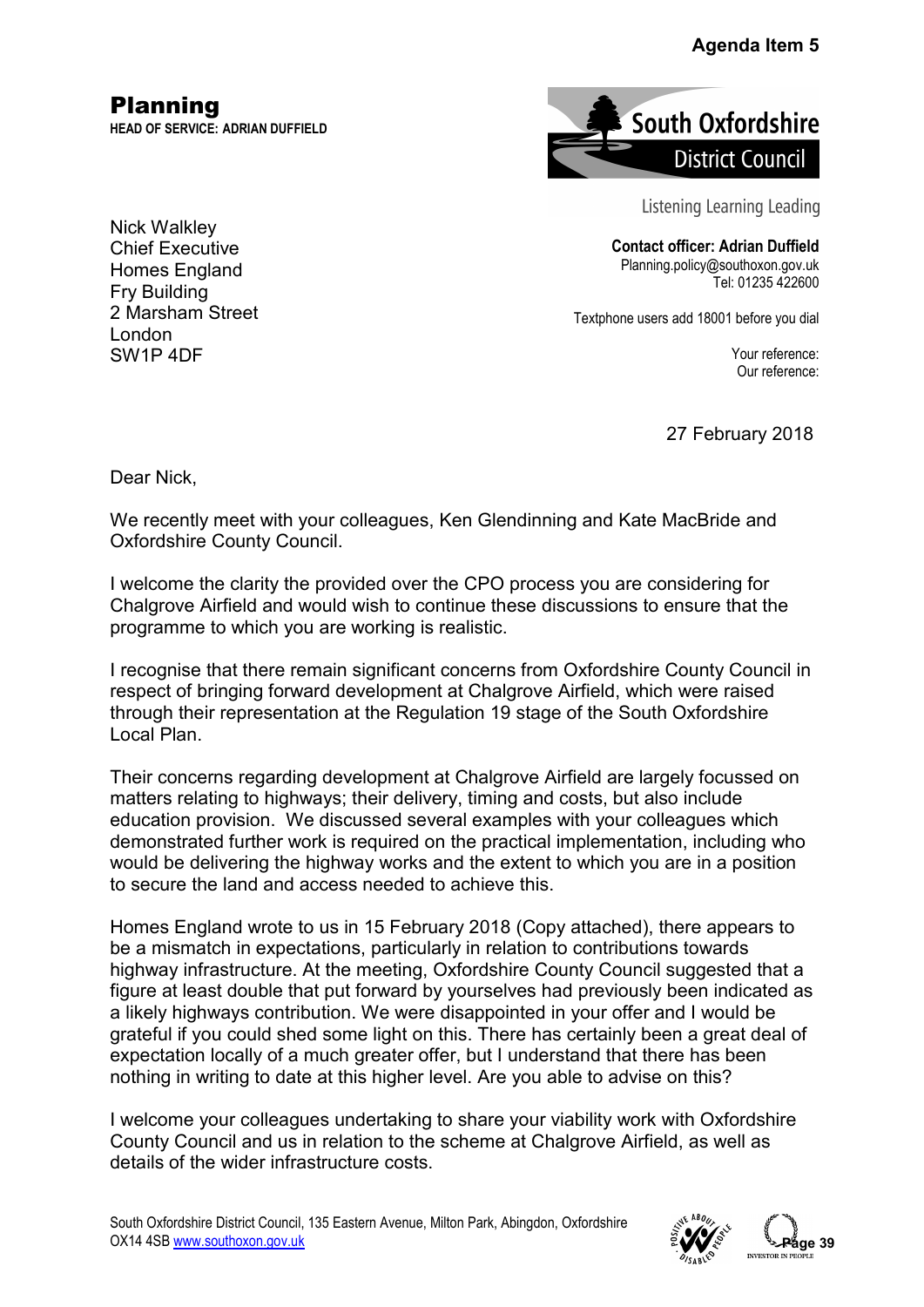**Agenda Item 5**

# Planning

**HEAD OF SERVICE: ADRIAN DUFFIELD**

South Oxfordshire District Council

Listening Learning Leading

**Contact officer: Adrian Duffield**
Planning.policy@southoxon.gov.uk
Tel: 01235 422600

Textphone users add 18001 before you dial

Your reference:
Our reference:

Nick Walkley
Chief Executive
Homes England
Fry Building
2 Marsham Street
London
SW1P 4DF

27 February 2018

Dear Nick,

We recently meet with your colleagues, Ken Glendinning and Kate MacBride and Oxfordshire County Council.

I welcome the clarity the provided over the CPO process you are considering for Chalgrove Airfield and would wish to continue these discussions to ensure that the programme to which you are working is realistic.

I recognise that there remain significant concerns from Oxfordshire County Council in respect of bringing forward development at Chalgrove Airfield, which were raised through their representation at the Regulation 19 stage of the South Oxfordshire Local Plan.

Their concerns regarding development at Chalgrove Airfield are largely focussed on matters relating to highways; their delivery, timing and costs, but also include education provision. We discussed several examples with your colleagues which demonstrated further work is required on the practical implementation, including who would be delivering the highway works and the extent to which you are in a position to secure the land and access needed to achieve this.

Homes England wrote to us in 15 February 2018 (Copy attached), there appears to be a mismatch in expectations, particularly in relation to contributions towards highway infrastructure. At the meeting, Oxfordshire County Council suggested that a figure at least double that put forward by yourselves had previously been indicated as a likely highways contribution. We were disappointed in your offer and I would be grateful if you could shed some light on this. There has certainly been a great deal of expectation locally of a much greater offer, but I understand that there has been nothing in writing to date at this higher level. Are you able to advise on this?

I welcome your colleagues undertaking to share your viability work with Oxfordshire County Council and us in relation to the scheme at Chalgrove Airfield, as well as details of the wider infrastructure costs.

South Oxfordshire District Council, 135 Eastern Avenue, Milton Park, Abingdon, Oxfordshire OX14 4SB www.southoxon.gov.uk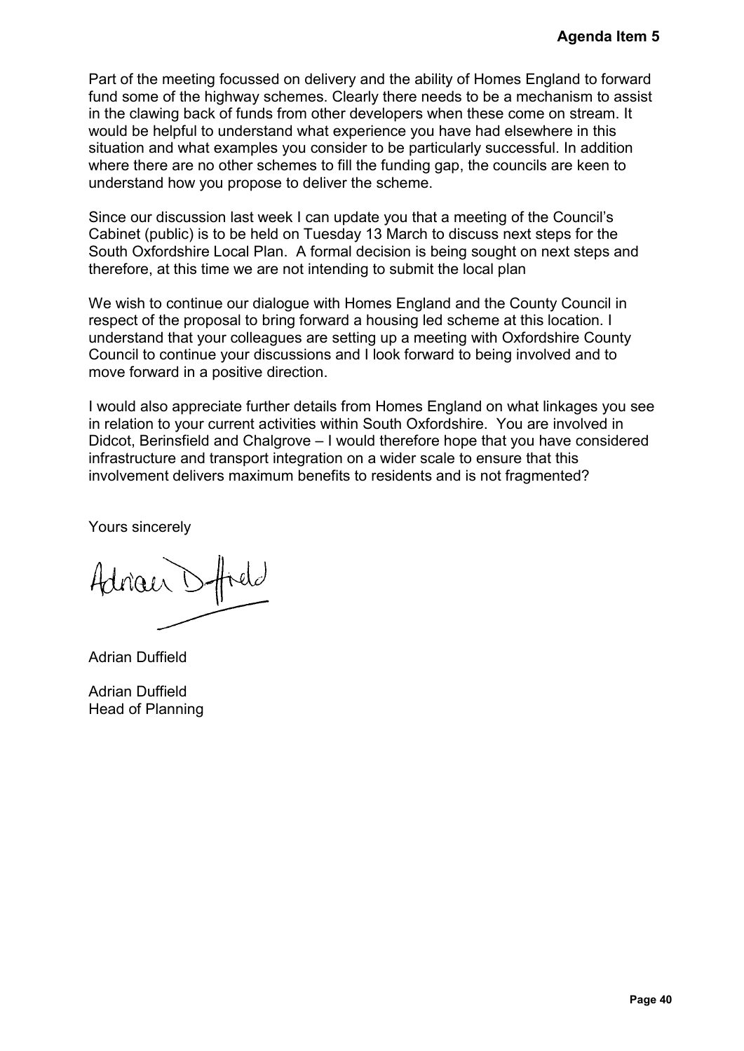Part of the meeting focussed on delivery and the ability of Homes England to forward fund some of the highway schemes. Clearly there needs to be a mechanism to assist in the clawing back of funds from other developers when these come on stream. It would be helpful to understand what experience you have had elsewhere in this situation and what examples you consider to be particularly successful. In addition where there are no other schemes to fill the funding gap, the councils are keen to understand how you propose to deliver the scheme.

Since our discussion last week I can update you that a meeting of the Council's Cabinet (public) is to be held on Tuesday 13 March to discuss next steps for the South Oxfordshire Local Plan. A formal decision is being sought on next steps and therefore, at this time we are not intending to submit the local plan

We wish to continue our dialogue with Homes England and the County Council in respect of the proposal to bring forward a housing led scheme at this location. I understand that your colleagues are setting up a meeting with Oxfordshire County Council to continue your discussions and I look forward to being involved and to move forward in a positive direction.

I would also appreciate further details from Homes England on what linkages you see in relation to your current activities within South Oxfordshire. You are involved in Didcot, Berinsfield and Chalgrove – I would therefore hope that you have considered infrastructure and transport integration on a wider scale to ensure that this involvement delivers maximum benefits to residents and is not fragmented?

Yours sincerely

Adrian Duffield

Adrian Duffield

Adrian Duffield
Head of Planning